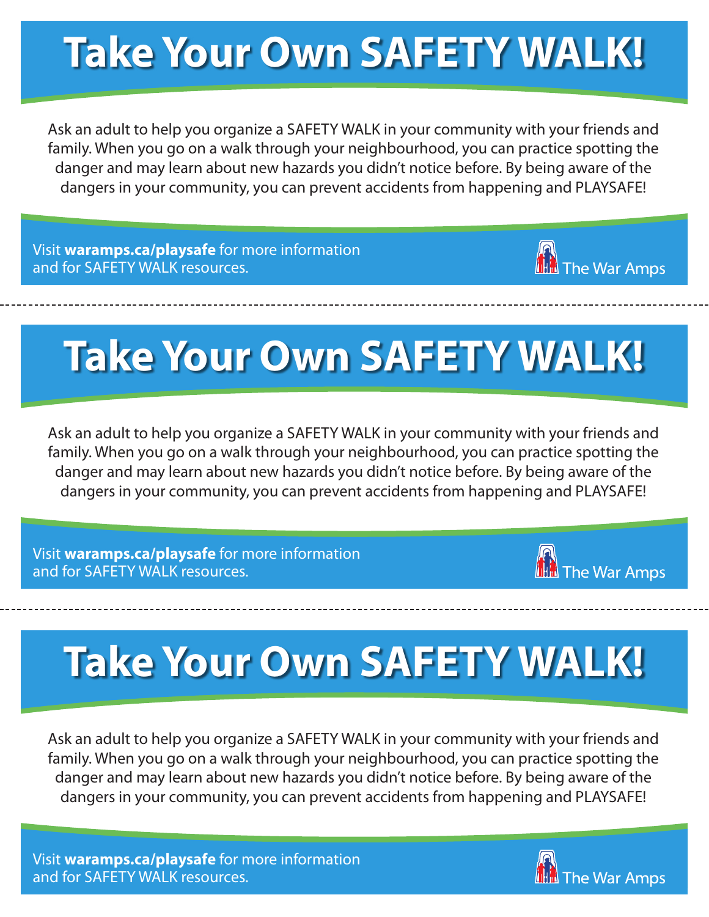# Take Your Own SAFETY WALK!

Ask an adult to help you organize a SAFETY WALK in your community with your friends and family. When you go on a walk through your neighbourhood, you can practice spotting the danger and may learn about new hazards you didn't notice before. By being aware of the dangers in your community, you can prevent accidents from happening and PLAYSAFE!

Visit **waramps.ca/playsafe** for more information and for SAFETY WALK resources.

The War Amps

---

# Take Your Own SAFETY WALK!

Ask an adult to help you organize a SAFETY WALK in your community with your friends and family. When you go on a walk through your neighbourhood, you can practice spotting the danger and may learn about new hazards you didn't notice before. By being aware of the dangers in your community, you can prevent accidents from happening and PLAYSAFE!

Visit **waramps.ca/playsafe** for more information and for SAFETY WALK resources.

The War Amps

---

# Take Your Own SAFETY WALK!

Ask an adult to help you organize a SAFETY WALK in your community with your friends and family. When you go on a walk through your neighbourhood, you can practice spotting the danger and may learn about new hazards you didn't notice before. By being aware of the dangers in your community, you can prevent accidents from happening and PLAYSAFE!

Visit **waramps.ca/playsafe** for more information and for SAFETY WALK resources.

The War Amps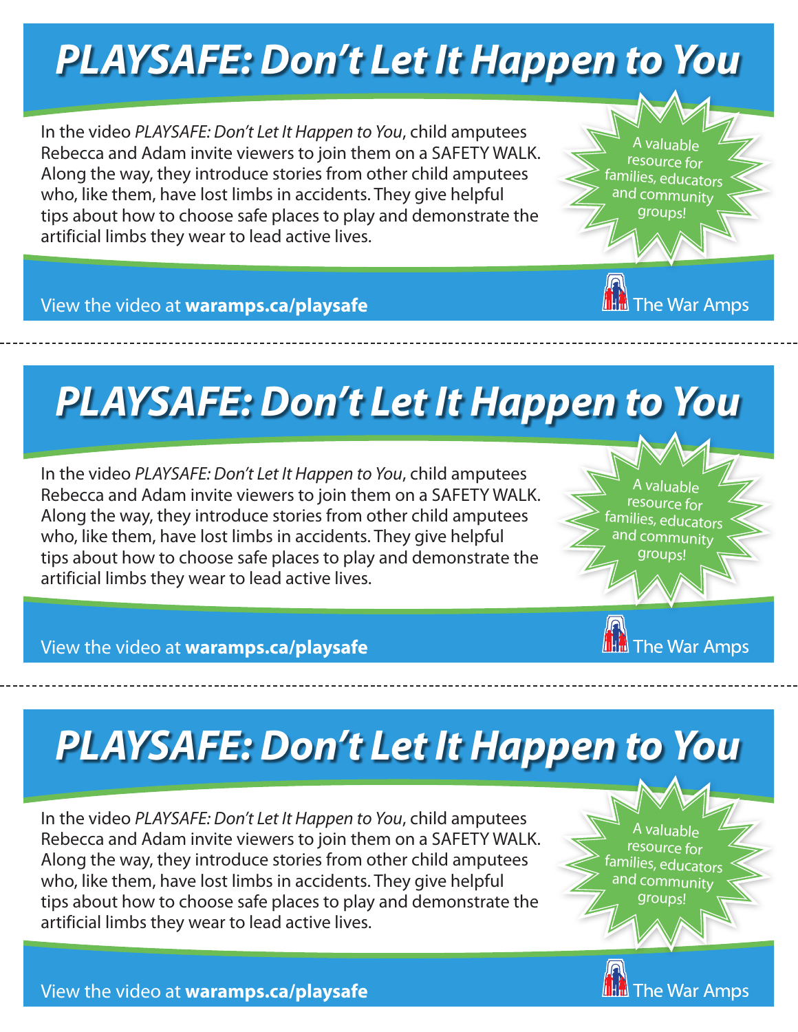# PLAYSAFE: Don't Let It Happen to You

In the video *PLAYSAFE: Don't Let It Happen to You*, child amputees Rebecca and Adam invite viewers to join them on a SAFETY WALK. Along the way, they introduce stories from other child amputees who, like them, have lost limbs in accidents. They give helpful tips about how to choose safe places to play and demonstrate the artificial limbs they wear to lead active lives.

A valuable resource for families, educators and community groups!

View the video at **waramps.ca/playsafe**

The War Amps

---

# PLAYSAFE: Don't Let It Happen to You

In the video *PLAYSAFE: Don't Let It Happen to You*, child amputees Rebecca and Adam invite viewers to join them on a SAFETY WALK. Along the way, they introduce stories from other child amputees who, like them, have lost limbs in accidents. They give helpful tips about how to choose safe places to play and demonstrate the artificial limbs they wear to lead active lives.

A valuable resource for families, educators and community groups!

View the video at **waramps.ca/playsafe**

The War Amps

---

# PLAYSAFE: Don't Let It Happen to You

In the video *PLAYSAFE: Don't Let It Happen to You*, child amputees Rebecca and Adam invite viewers to join them on a SAFETY WALK. Along the way, they introduce stories from other child amputees who, like them, have lost limbs in accidents. They give helpful tips about how to choose safe places to play and demonstrate the artificial limbs they wear to lead active lives.

A valuable resource for families, educators and community groups!

View the video at **waramps.ca/playsafe**

The War Amps